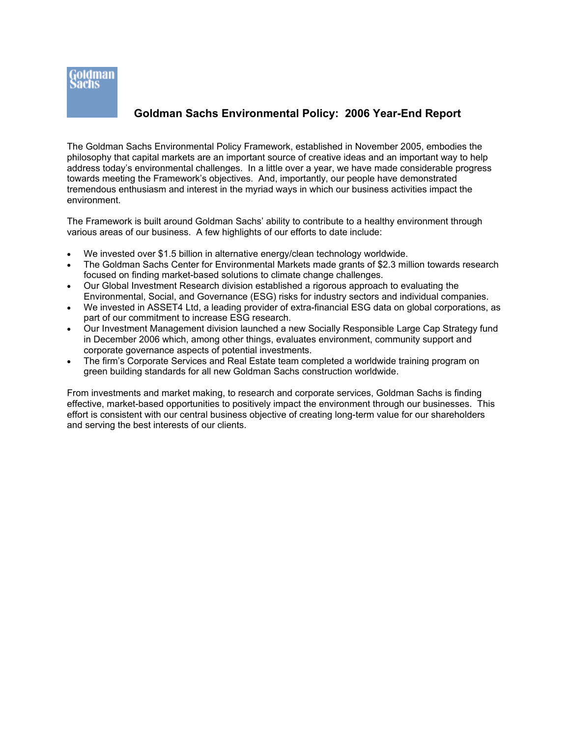# Goldman Sachs Environmental Policy: 2006 Year-End Report

The Goldman Sachs Environmental Policy Framework, established in November 2005, embodies the philosophy that capital markets are an important source of creative ideas and an important way to help address today's environmental challenges. In a little over a year, we have made considerable progress towards meeting the Framework's objectives. And, importantly, our people have demonstrated tremendous enthusiasm and interest in the myriad ways in which our business activities impact the environment.

The Framework is built around Goldman Sachs' ability to contribute to a healthy environment through various areas of our business. A few highlights of our efforts to date include:

- We invested over $1.5 billion in alternative energy/clean technology worldwide.
- The Goldman Sachs Center for Environmental Markets made grants of $2.3 million towards research focused on finding market-based solutions to climate change challenges.
- Our Global Investment Research division established a rigorous approach to evaluating the Environmental, Social, and Governance (ESG) risks for industry sectors and individual companies.
- We invested in ASSET4 Ltd, a leading provider of extra-financial ESG data on global corporations, as part of our commitment to increase ESG research.
- Our Investment Management division launched a new Socially Responsible Large Cap Strategy fund in December 2006 which, among other things, evaluates environment, community support and corporate governance aspects of potential investments.
- The firm's Corporate Services and Real Estate team completed a worldwide training program on green building standards for all new Goldman Sachs construction worldwide.

From investments and market making, to research and corporate services, Goldman Sachs is finding effective, market-based opportunities to positively impact the environment through our businesses. This effort is consistent with our central business objective of creating long-term value for our shareholders and serving the best interests of our clients.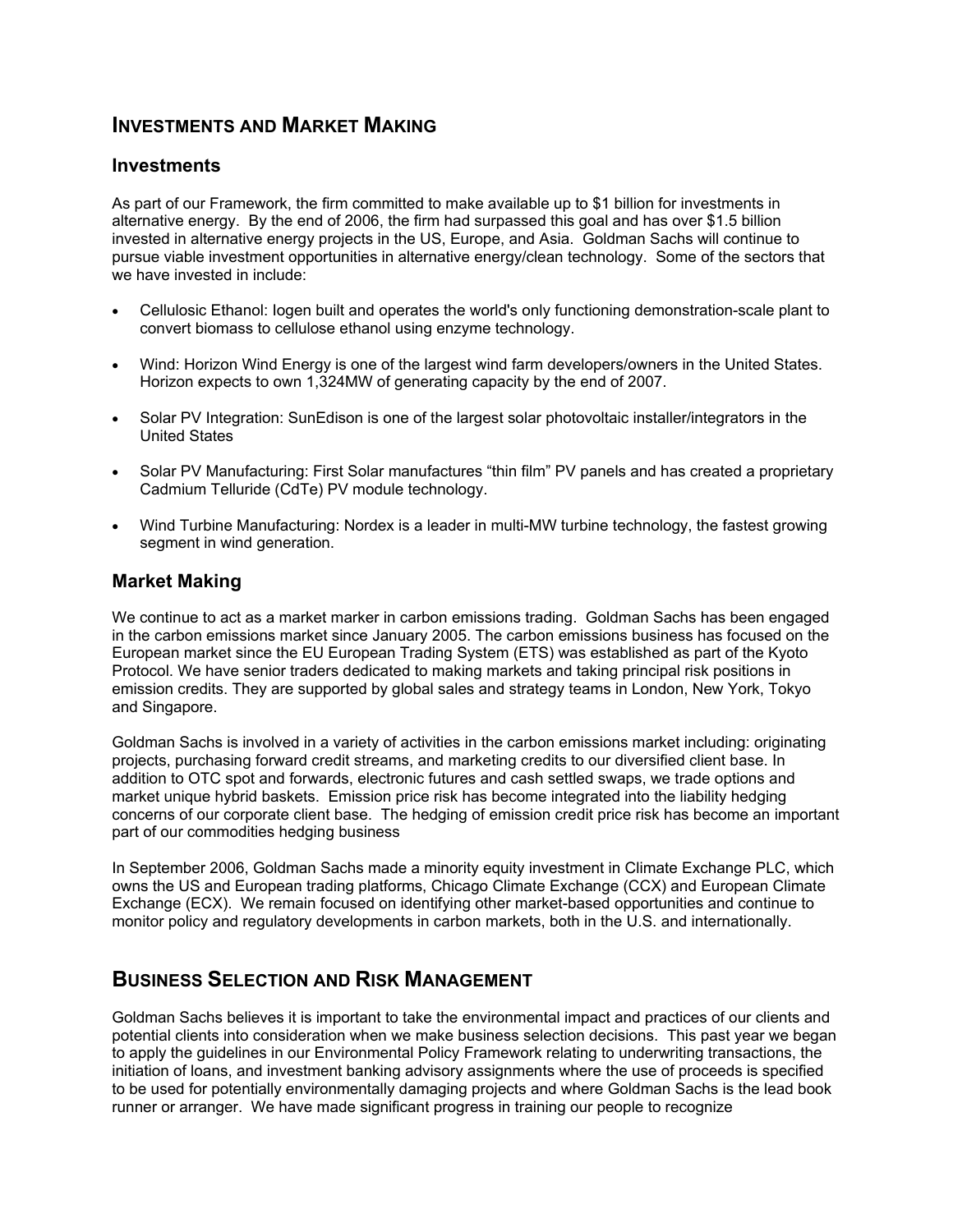## INVESTMENTS AND MARKET MAKING

### Investments

As part of our Framework, the firm committed to make available up to $1 billion for investments in alternative energy. By the end of 2006, the firm had surpassed this goal and has over $1.5 billion invested in alternative energy projects in the US, Europe, and Asia. Goldman Sachs will continue to pursue viable investment opportunities in alternative energy/clean technology. Some of the sectors that we have invested in include:

- Cellulosic Ethanol: Iogen built and operates the world's only functioning demonstration-scale plant to convert biomass to cellulose ethanol using enzyme technology.
- Wind: Horizon Wind Energy is one of the largest wind farm developers/owners in the United States. Horizon expects to own 1,324MW of generating capacity by the end of 2007.
- Solar PV Integration: SunEdison is one of the largest solar photovoltaic installer/integrators in the United States
- Solar PV Manufacturing: First Solar manufactures "thin film" PV panels and has created a proprietary Cadmium Telluride (CdTe) PV module technology.
- Wind Turbine Manufacturing: Nordex is a leader in multi-MW turbine technology, the fastest growing segment in wind generation.

### Market Making

We continue to act as a market marker in carbon emissions trading. Goldman Sachs has been engaged in the carbon emissions market since January 2005. The carbon emissions business has focused on the European market since the EU European Trading System (ETS) was established as part of the Kyoto Protocol. We have senior traders dedicated to making markets and taking principal risk positions in emission credits. They are supported by global sales and strategy teams in London, New York, Tokyo and Singapore.

Goldman Sachs is involved in a variety of activities in the carbon emissions market including: originating projects, purchasing forward credit streams, and marketing credits to our diversified client base. In addition to OTC spot and forwards, electronic futures and cash settled swaps, we trade options and market unique hybrid baskets. Emission price risk has become integrated into the liability hedging concerns of our corporate client base. The hedging of emission credit price risk has become an important part of our commodities hedging business

In September 2006, Goldman Sachs made a minority equity investment in Climate Exchange PLC, which owns the US and European trading platforms, Chicago Climate Exchange (CCX) and European Climate Exchange (ECX). We remain focused on identifying other market-based opportunities and continue to monitor policy and regulatory developments in carbon markets, both in the U.S. and internationally.

## BUSINESS SELECTION AND RISK MANAGEMENT

Goldman Sachs believes it is important to take the environmental impact and practices of our clients and potential clients into consideration when we make business selection decisions. This past year we began to apply the guidelines in our Environmental Policy Framework relating to underwriting transactions, the initiation of loans, and investment banking advisory assignments where the use of proceeds is specified to be used for potentially environmentally damaging projects and where Goldman Sachs is the lead book runner or arranger. We have made significant progress in training our people to recognize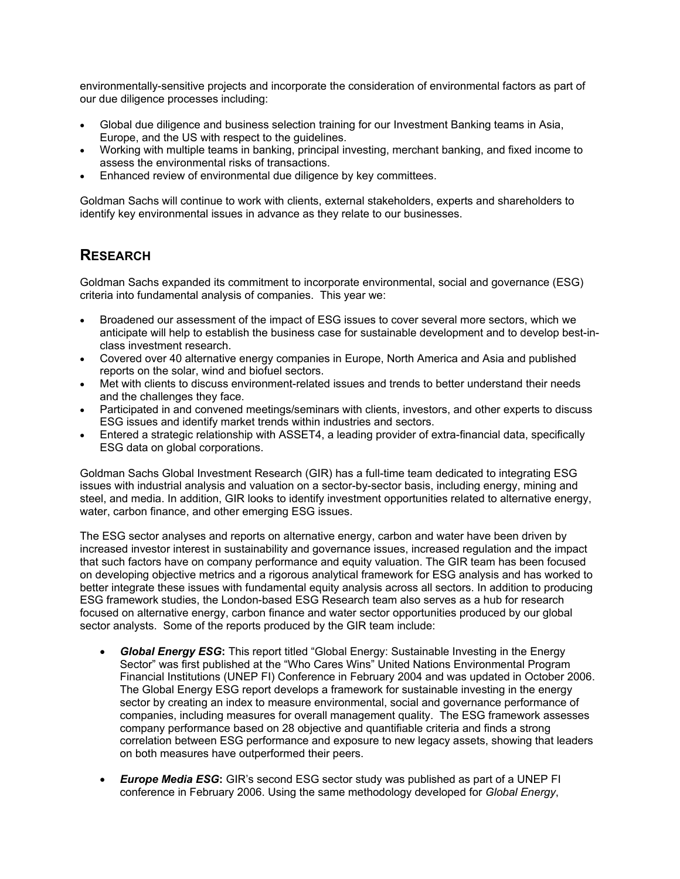environmentally-sensitive projects and incorporate the consideration of environmental factors as part of our due diligence processes including:

- Global due diligence and business selection training for our Investment Banking teams in Asia, Europe, and the US with respect to the guidelines.
- Working with multiple teams in banking, principal investing, merchant banking, and fixed income to assess the environmental risks of transactions.
- Enhanced review of environmental due diligence by key committees.

Goldman Sachs will continue to work with clients, external stakeholders, experts and shareholders to identify key environmental issues in advance as they relate to our businesses.

## RESEARCH

Goldman Sachs expanded its commitment to incorporate environmental, social and governance (ESG) criteria into fundamental analysis of companies. This year we:

- Broadened our assessment of the impact of ESG issues to cover several more sectors, which we anticipate will help to establish the business case for sustainable development and to develop best-in-class investment research.
- Covered over 40 alternative energy companies in Europe, North America and Asia and published reports on the solar, wind and biofuel sectors.
- Met with clients to discuss environment-related issues and trends to better understand their needs and the challenges they face.
- Participated in and convened meetings/seminars with clients, investors, and other experts to discuss ESG issues and identify market trends within industries and sectors.
- Entered a strategic relationship with ASSET4, a leading provider of extra-financial data, specifically ESG data on global corporations.

Goldman Sachs Global Investment Research (GIR) has a full-time team dedicated to integrating ESG issues with industrial analysis and valuation on a sector-by-sector basis, including energy, mining and steel, and media. In addition, GIR looks to identify investment opportunities related to alternative energy, water, carbon finance, and other emerging ESG issues.

The ESG sector analyses and reports on alternative energy, carbon and water have been driven by increased investor interest in sustainability and governance issues, increased regulation and the impact that such factors have on company performance and equity valuation. The GIR team has been focused on developing objective metrics and a rigorous analytical framework for ESG analysis and has worked to better integrate these issues with fundamental equity analysis across all sectors. In addition to producing ESG framework studies, the London-based ESG Research team also serves as a hub for research focused on alternative energy, carbon finance and water sector opportunities produced by our global sector analysts. Some of the reports produced by the GIR team include:

- ***Global Energy ESG*:** This report titled "Global Energy: Sustainable Investing in the Energy Sector" was first published at the "Who Cares Wins" United Nations Environmental Program Financial Institutions (UNEP FI) Conference in February 2004 and was updated in October 2006. The Global Energy ESG report develops a framework for sustainable investing in the energy sector by creating an index to measure environmental, social and governance performance of companies, including measures for overall management quality. The ESG framework assesses company performance based on 28 objective and quantifiable criteria and finds a strong correlation between ESG performance and exposure to new legacy assets, showing that leaders on both measures have outperformed their peers.

- ***Europe Media ESG*:** GIR's second ESG sector study was published as part of a UNEP FI conference in February 2006. Using the same methodology developed for *Global Energy*,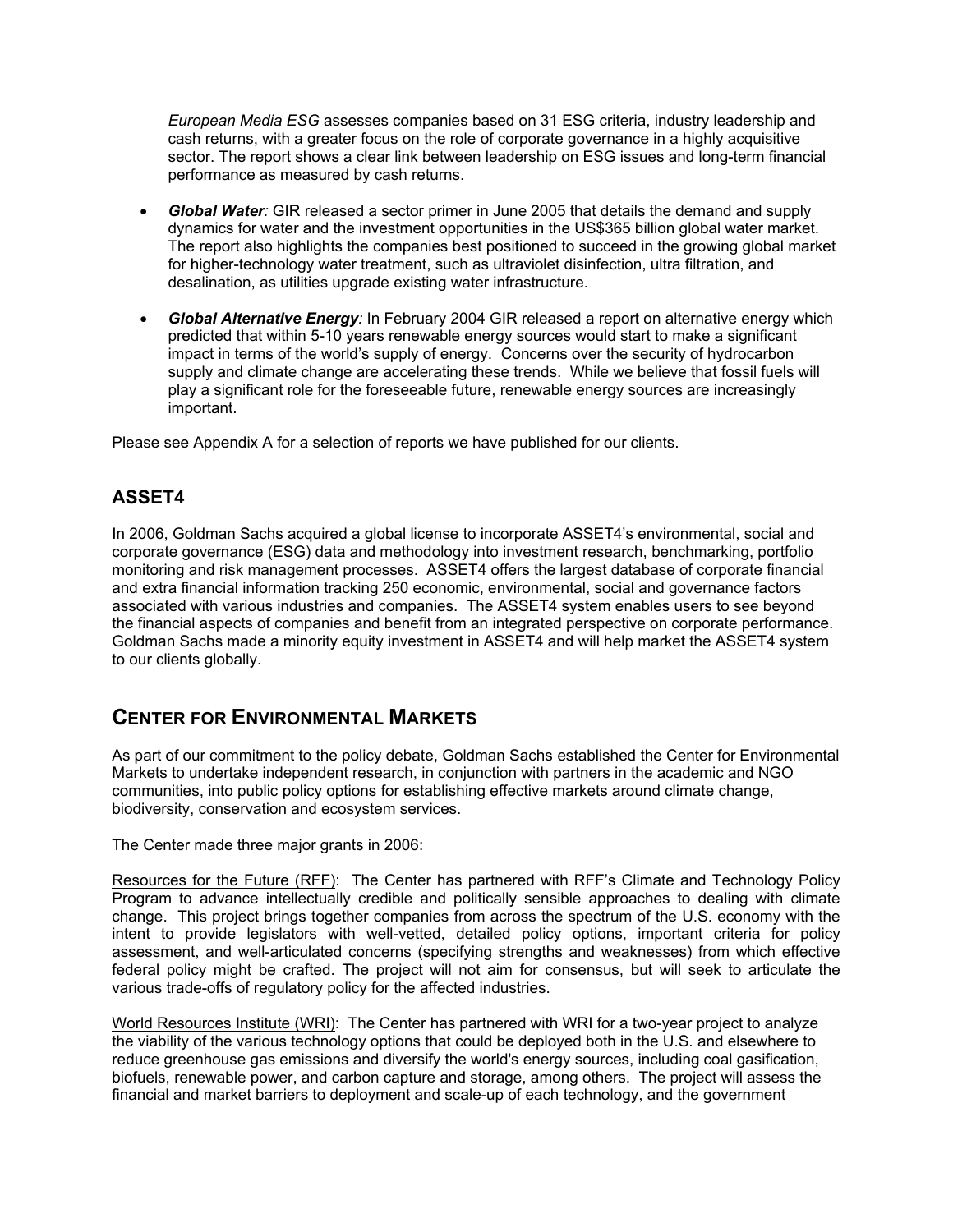*European Media ESG* assesses companies based on 31 ESG criteria, industry leadership and cash returns, with a greater focus on the role of corporate governance in a highly acquisitive sector. The report shows a clear link between leadership on ESG issues and long-term financial performance as measured by cash returns.

- ***Global Water:*** GIR released a sector primer in June 2005 that details the demand and supply dynamics for water and the investment opportunities in the US$365 billion global water market. The report also highlights the companies best positioned to succeed in the growing global market for higher-technology water treatment, such as ultraviolet disinfection, ultra filtration, and desalination, as utilities upgrade existing water infrastructure.

- ***Global Alternative Energy:*** In February 2004 GIR released a report on alternative energy which predicted that within 5-10 years renewable energy sources would start to make a significant impact in terms of the world's supply of energy. Concerns over the security of hydrocarbon supply and climate change are accelerating these trends. While we believe that fossil fuels will play a significant role for the foreseeable future, renewable energy sources are increasingly important.

Please see Appendix A for a selection of reports we have published for our clients.

## ASSET4

In 2006, Goldman Sachs acquired a global license to incorporate ASSET4's environmental, social and corporate governance (ESG) data and methodology into investment research, benchmarking, portfolio monitoring and risk management processes. ASSET4 offers the largest database of corporate financial and extra financial information tracking 250 economic, environmental, social and governance factors associated with various industries and companies. The ASSET4 system enables users to see beyond the financial aspects of companies and benefit from an integrated perspective on corporate performance. Goldman Sachs made a minority equity investment in ASSET4 and will help market the ASSET4 system to our clients globally.

## CENTER FOR ENVIRONMENTAL MARKETS

As part of our commitment to the policy debate, Goldman Sachs established the Center for Environmental Markets to undertake independent research, in conjunction with partners in the academic and NGO communities, into public policy options for establishing effective markets around climate change, biodiversity, conservation and ecosystem services.

The Center made three major grants in 2006:

Resources for the Future (RFF): The Center has partnered with RFF's Climate and Technology Policy Program to advance intellectually credible and politically sensible approaches to dealing with climate change. This project brings together companies from across the spectrum of the U.S. economy with the intent to provide legislators with well-vetted, detailed policy options, important criteria for policy assessment, and well-articulated concerns (specifying strengths and weaknesses) from which effective federal policy might be crafted. The project will not aim for consensus, but will seek to articulate the various trade-offs of regulatory policy for the affected industries.

World Resources Institute (WRI): The Center has partnered with WRI for a two-year project to analyze the viability of the various technology options that could be deployed both in the U.S. and elsewhere to reduce greenhouse gas emissions and diversify the world's energy sources, including coal gasification, biofuels, renewable power, and carbon capture and storage, among others. The project will assess the financial and market barriers to deployment and scale-up of each technology, and the government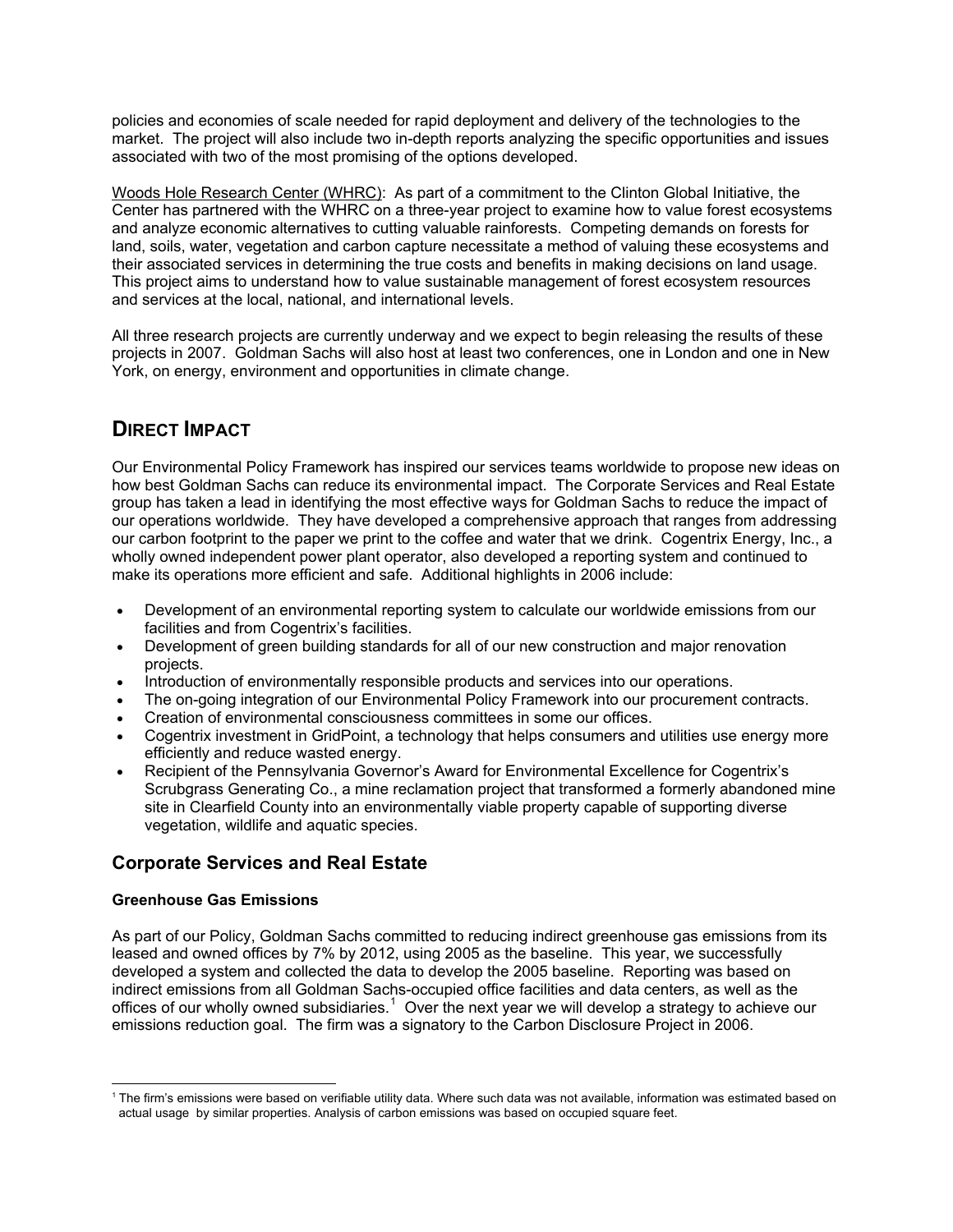policies and economies of scale needed for rapid deployment and delivery of the technologies to the market. The project will also include two in-depth reports analyzing the specific opportunities and issues associated with two of the most promising of the options developed.

Woods Hole Research Center (WHRC): As part of a commitment to the Clinton Global Initiative, the Center has partnered with the WHRC on a three-year project to examine how to value forest ecosystems and analyze economic alternatives to cutting valuable rainforests. Competing demands on forests for land, soils, water, vegetation and carbon capture necessitate a method of valuing these ecosystems and their associated services in determining the true costs and benefits in making decisions on land usage. This project aims to understand how to value sustainable management of forest ecosystem resources and services at the local, national, and international levels.

All three research projects are currently underway and we expect to begin releasing the results of these projects in 2007. Goldman Sachs will also host at least two conferences, one in London and one in New York, on energy, environment and opportunities in climate change.

## DIRECT IMPACT

Our Environmental Policy Framework has inspired our services teams worldwide to propose new ideas on how best Goldman Sachs can reduce its environmental impact. The Corporate Services and Real Estate group has taken a lead in identifying the most effective ways for Goldman Sachs to reduce the impact of our operations worldwide. They have developed a comprehensive approach that ranges from addressing our carbon footprint to the paper we print to the coffee and water that we drink. Cogentrix Energy, Inc., a wholly owned independent power plant operator, also developed a reporting system and continued to make its operations more efficient and safe. Additional highlights in 2006 include:

- Development of an environmental reporting system to calculate our worldwide emissions from our facilities and from Cogentrix's facilities.
- Development of green building standards for all of our new construction and major renovation projects.
- Introduction of environmentally responsible products and services into our operations.
- The on-going integration of our Environmental Policy Framework into our procurement contracts.
- Creation of environmental consciousness committees in some our offices.
- Cogentrix investment in GridPoint, a technology that helps consumers and utilities use energy more efficiently and reduce wasted energy.
- Recipient of the Pennsylvania Governor's Award for Environmental Excellence for Cogentrix's Scrubgrass Generating Co., a mine reclamation project that transformed a formerly abandoned mine site in Clearfield County into an environmentally viable property capable of supporting diverse vegetation, wildlife and aquatic species.

### Corporate Services and Real Estate

#### Greenhouse Gas Emissions

As part of our Policy, Goldman Sachs committed to reducing indirect greenhouse gas emissions from its leased and owned offices by 7% by 2012, using 2005 as the baseline. This year, we successfully developed a system and collected the data to develop the 2005 baseline. Reporting was based on indirect emissions from all Goldman Sachs-occupied office facilities and data centers, as well as the offices of our wholly owned subsidiaries.[1] Over the next year we will develop a strategy to achieve our emissions reduction goal. The firm was a signatory to the Carbon Disclosure Project in 2006.

[1] The firm's emissions were based on verifiable utility data. Where such data was not available, information was estimated based on actual usage by similar properties. Analysis of carbon emissions was based on occupied square feet.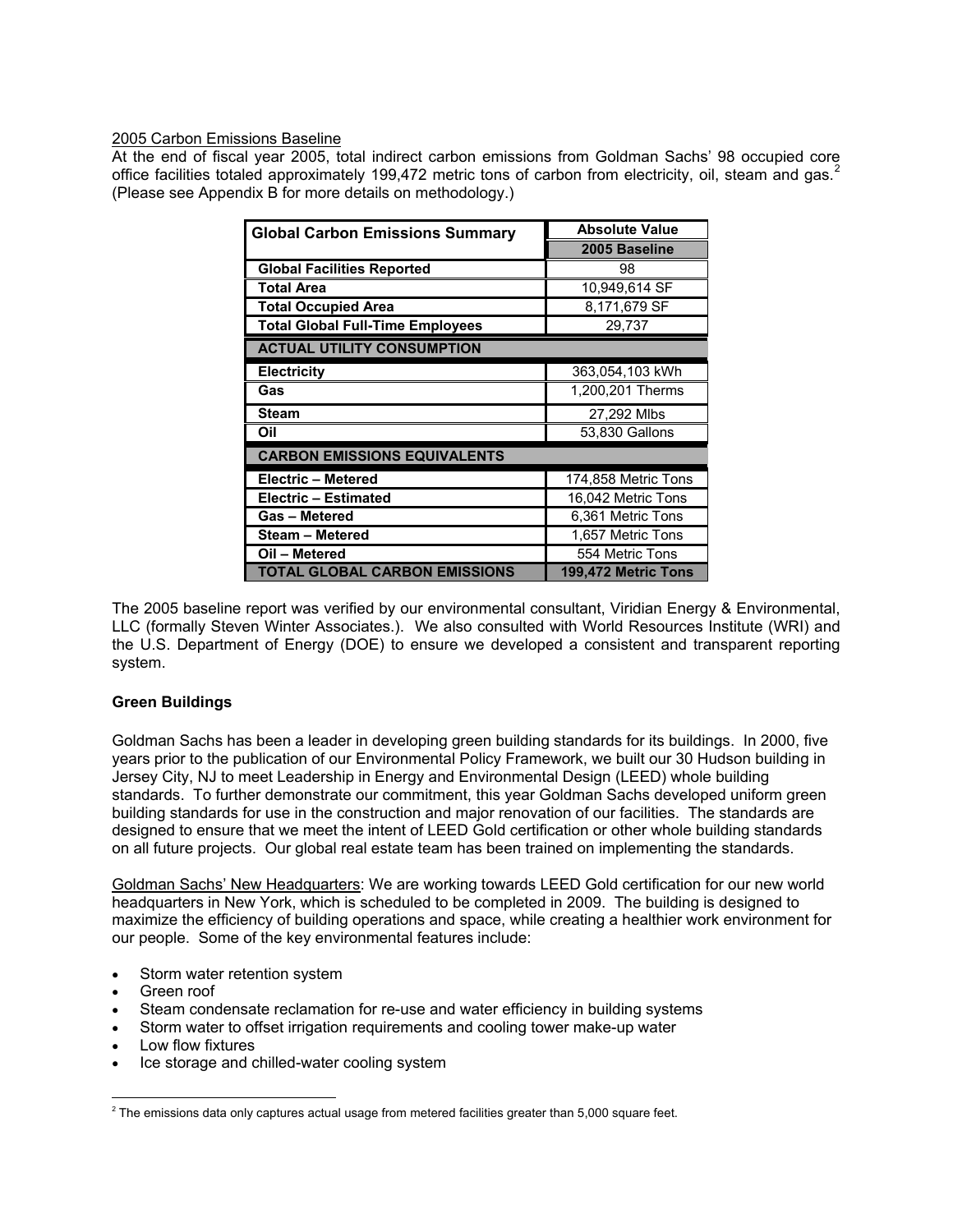2005 Carbon Emissions Baseline

At the end of fiscal year 2005, total indirect carbon emissions from Goldman Sachs' 98 occupied core office facilities totaled approximately 199,472 metric tons of carbon from electricity, oil, steam and gas.[2] (Please see Appendix B for more details on methodology.)

| Global Carbon Emissions Summary | Absolute Value |
|---|---|
| | **2005 Baseline** |
| **Global Facilities Reported** | 98 |
| **Total Area** | 10,949,614 SF |
| **Total Occupied Area** | 8,171,679 SF |
| **Total Global Full-Time Employees** | 29,737 |
| **ACTUAL UTILITY CONSUMPTION** | |
| **Electricity** | 363,054,103 kWh |
| **Gas** | 1,200,201 Therms |
| **Steam** | 27,292 Mlbs |
| **Oil** | 53,830 Gallons |
| **CARBON EMISSIONS EQUIVALENTS** | |
| **Electric – Metered** | 174,858 Metric Tons |
| **Electric – Estimated** | 16,042 Metric Tons |
| **Gas – Metered** | 6,361 Metric Tons |
| **Steam – Metered** | 1,657 Metric Tons |
| **Oil – Metered** | 554 Metric Tons |
| **TOTAL GLOBAL CARBON EMISSIONS** | **199,472 Metric Tons** |

The 2005 baseline report was verified by our environmental consultant, Viridian Energy & Environmental, LLC (formally Steven Winter Associates.). We also consulted with World Resources Institute (WRI) and the U.S. Department of Energy (DOE) to ensure we developed a consistent and transparent reporting system.

**Green Buildings**

Goldman Sachs has been a leader in developing green building standards for its buildings. In 2000, five years prior to the publication of our Environmental Policy Framework, we built our 30 Hudson building in Jersey City, NJ to meet Leadership in Energy and Environmental Design (LEED) whole building standards. To further demonstrate our commitment, this year Goldman Sachs developed uniform green building standards for use in the construction and major renovation of our facilities. The standards are designed to ensure that we meet the intent of LEED Gold certification or other whole building standards on all future projects. Our global real estate team has been trained on implementing the standards.

Goldman Sachs' New Headquarters: We are working towards LEED Gold certification for our new world headquarters in New York, which is scheduled to be completed in 2009. The building is designed to maximize the efficiency of building operations and space, while creating a healthier work environment for our people. Some of the key environmental features include:

- Storm water retention system
- Green roof
- Steam condensate reclamation for re-use and water efficiency in building systems
- Storm water to offset irrigation requirements and cooling tower make-up water
- Low flow fixtures
- Ice storage and chilled-water cooling system

[2] The emissions data only captures actual usage from metered facilities greater than 5,000 square feet.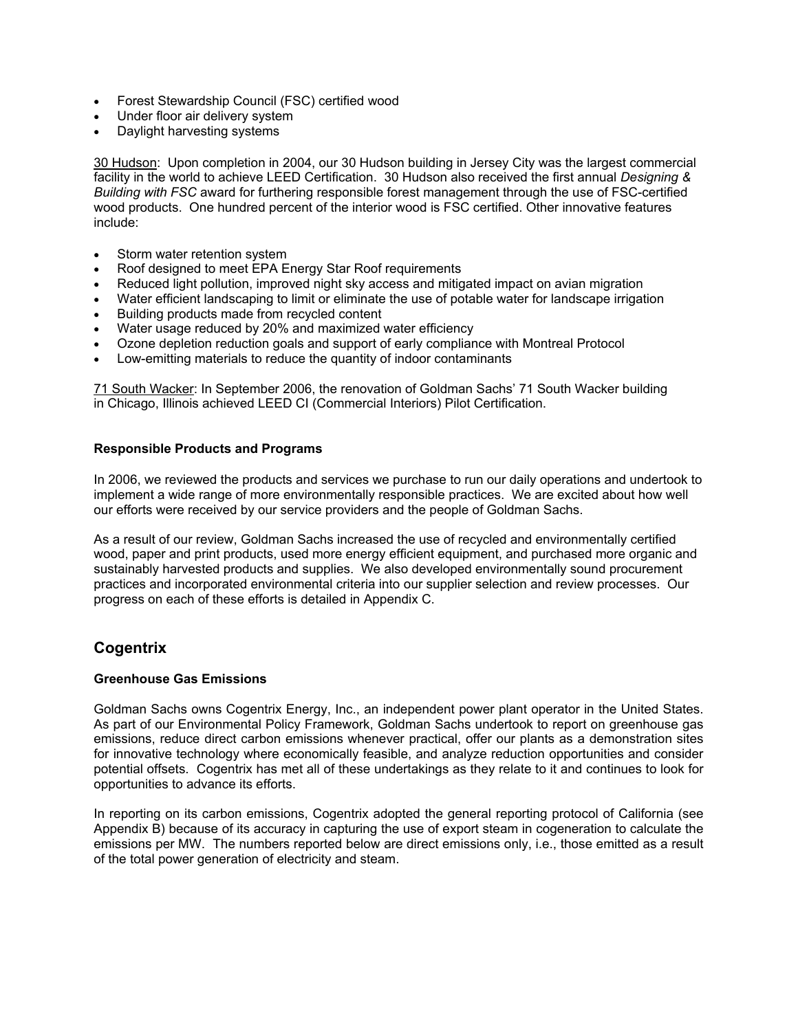- Forest Stewardship Council (FSC) certified wood
- Under floor air delivery system
- Daylight harvesting systems

30 Hudson: Upon completion in 2004, our 30 Hudson building in Jersey City was the largest commercial facility in the world to achieve LEED Certification. 30 Hudson also received the first annual *Designing & Building with FSC* award for furthering responsible forest management through the use of FSC-certified wood products. One hundred percent of the interior wood is FSC certified. Other innovative features include:

- Storm water retention system
- Roof designed to meet EPA Energy Star Roof requirements
- Reduced light pollution, improved night sky access and mitigated impact on avian migration
- Water efficient landscaping to limit or eliminate the use of potable water for landscape irrigation
- Building products made from recycled content
- Water usage reduced by 20% and maximized water efficiency
- Ozone depletion reduction goals and support of early compliance with Montreal Protocol
- Low-emitting materials to reduce the quantity of indoor contaminants

71 South Wacker: In September 2006, the renovation of Goldman Sachs' 71 South Wacker building in Chicago, Illinois achieved LEED CI (Commercial Interiors) Pilot Certification.

**Responsible Products and Programs**

In 2006, we reviewed the products and services we purchase to run our daily operations and undertook to implement a wide range of more environmentally responsible practices. We are excited about how well our efforts were received by our service providers and the people of Goldman Sachs.

As a result of our review, Goldman Sachs increased the use of recycled and environmentally certified wood, paper and print products, used more energy efficient equipment, and purchased more organic and sustainably harvested products and supplies. We also developed environmentally sound procurement practices and incorporated environmental criteria into our supplier selection and review processes. Our progress on each of these efforts is detailed in Appendix C.

## Cogentrix

**Greenhouse Gas Emissions**

Goldman Sachs owns Cogentrix Energy, Inc., an independent power plant operator in the United States. As part of our Environmental Policy Framework, Goldman Sachs undertook to report on greenhouse gas emissions, reduce direct carbon emissions whenever practical, offer our plants as a demonstration sites for innovative technology where economically feasible, and analyze reduction opportunities and consider potential offsets. Cogentrix has met all of these undertakings as they relate to it and continues to look for opportunities to advance its efforts.

In reporting on its carbon emissions, Cogentrix adopted the general reporting protocol of California (see Appendix B) because of its accuracy in capturing the use of export steam in cogeneration to calculate the emissions per MW. The numbers reported below are direct emissions only, i.e., those emitted as a result of the total power generation of electricity and steam.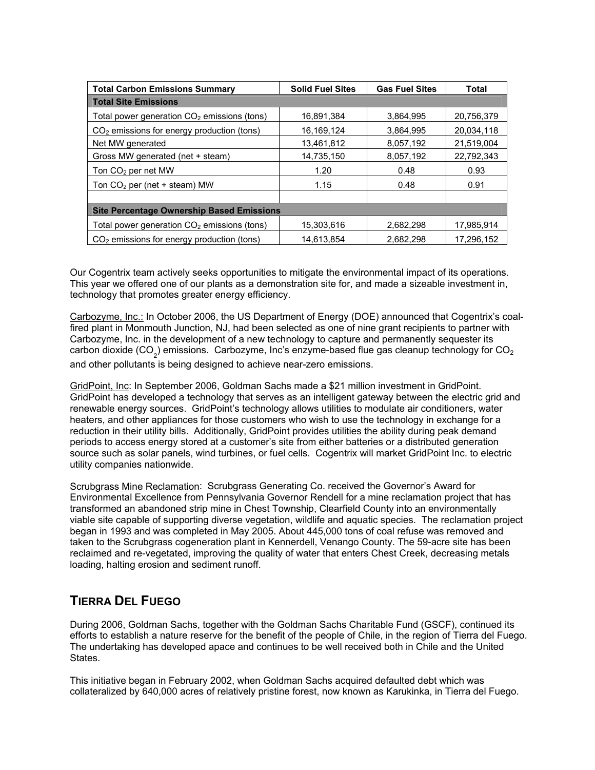| Total Carbon Emissions Summary | Solid Fuel Sites | Gas Fuel Sites | Total |
|---|---|---|---|
| **Total Site Emissions** | | | |
| Total power generation $CO_2$ emissions (tons) | 16,891,384 | 3,864,995 | 20,756,379 |
| $CO_2$ emissions for energy production (tons) | 16,169,124 | 3,864,995 | 20,034,118 |
| Net MW generated | 13,461,812 | 8,057,192 | 21,519,004 |
| Gross MW generated (net + steam) | 14,735,150 | 8,057,192 | 22,792,343 |
| Ton $CO_2$ per net MW | 1.20 | 0.48 | 0.93 |
| Ton $CO_2$ per (net + steam) MW | 1.15 | 0.48 | 0.91 |
| | | | |
| **Site Percentage Ownership Based Emissions** | | | |
| Total power generation $CO_2$ emissions (tons) | 15,303,616 | 2,682,298 | 17,985,914 |
| $CO_2$ emissions for energy production (tons) | 14,613,854 | 2,682,298 | 17,296,152 |

Our Cogentrix team actively seeks opportunities to mitigate the environmental impact of its operations. This year we offered one of our plants as a demonstration site for, and made a sizeable investment in, technology that promotes greater energy efficiency.

Carbozyme, Inc.: In October 2006, the US Department of Energy (DOE) announced that Cogentrix's coal-fired plant in Monmouth Junction, NJ, had been selected as one of nine grant recipients to partner with Carbozyme, Inc. in the development of a new technology to capture and permanently sequester its carbon dioxide ($CO_2$) emissions. Carbozyme, Inc's enzyme-based flue gas cleanup technology for $CO_2$ and other pollutants is being designed to achieve near-zero emissions.

GridPoint, Inc: In September 2006, Goldman Sachs made a $21 million investment in GridPoint. GridPoint has developed a technology that serves as an intelligent gateway between the electric grid and renewable energy sources. GridPoint's technology allows utilities to modulate air conditioners, water heaters, and other appliances for those customers who wish to use the technology in exchange for a reduction in their utility bills. Additionally, GridPoint provides utilities the ability during peak demand periods to access energy stored at a customer's site from either batteries or a distributed generation source such as solar panels, wind turbines, or fuel cells. Cogentrix will market GridPoint Inc. to electric utility companies nationwide.

Scrubgrass Mine Reclamation: Scrubgrass Generating Co. received the Governor's Award for Environmental Excellence from Pennsylvania Governor Rendell for a mine reclamation project that has transformed an abandoned strip mine in Chest Township, Clearfield County into an environmentally viable site capable of supporting diverse vegetation, wildlife and aquatic species. The reclamation project began in 1993 and was completed in May 2005. About 445,000 tons of coal refuse was removed and taken to the Scrubgrass cogeneration plant in Kennerdell, Venango County. The 59-acre site has been reclaimed and re-vegetated, improving the quality of water that enters Chest Creek, decreasing metals loading, halting erosion and sediment runoff.

## TIERRA DEL FUEGO

During 2006, Goldman Sachs, together with the Goldman Sachs Charitable Fund (GSCF), continued its efforts to establish a nature reserve for the benefit of the people of Chile, in the region of Tierra del Fuego. The undertaking has developed apace and continues to be well received both in Chile and the United States.

This initiative began in February 2002, when Goldman Sachs acquired defaulted debt which was collateralized by 640,000 acres of relatively pristine forest, now known as Karukinka, in Tierra del Fuego.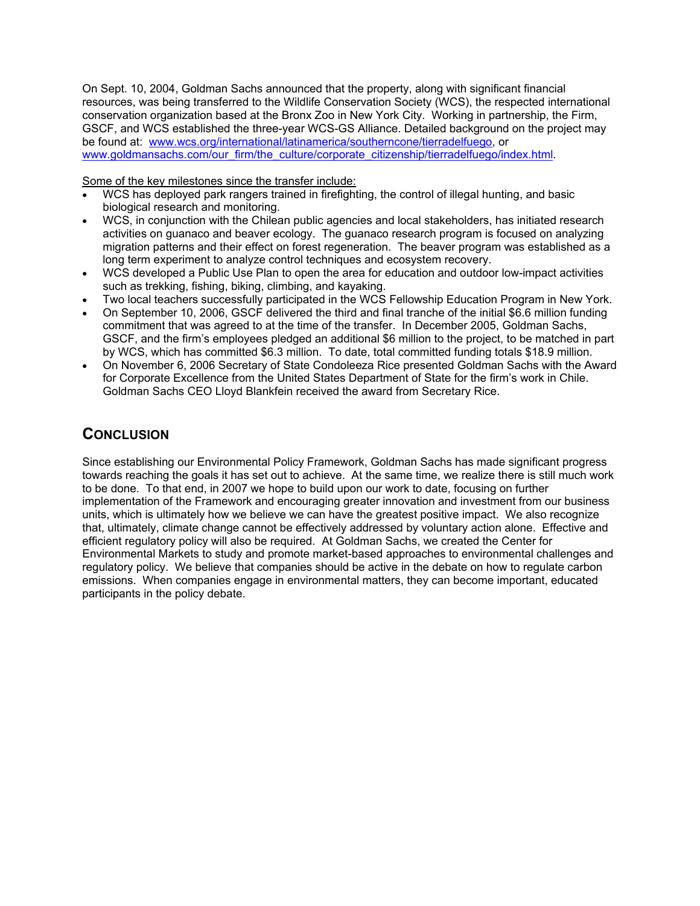On Sept. 10, 2004, Goldman Sachs announced that the property, along with significant financial resources, was being transferred to the Wildlife Conservation Society (WCS), the respected international conservation organization based at the Bronx Zoo in New York City. Working in partnership, the Firm, GSCF, and WCS established the three-year WCS-GS Alliance. Detailed background on the project may be found at: [www.wcs.org/international/latinamerica/southerncone/tierradelfuego](www.wcs.org/international/latinamerica/southerncone/tierradelfuego), or [www.goldmansachs.com/our_firm/the_culture/corporate_citizenship/tierradelfuego/index.html](www.goldmansachs.com/our_firm/the_culture/corporate_citizenship/tierradelfuego/index.html).

Some of the key milestones since the transfer include:

- WCS has deployed park rangers trained in firefighting, the control of illegal hunting, and basic biological research and monitoring.
- WCS, in conjunction with the Chilean public agencies and local stakeholders, has initiated research activities on guanaco and beaver ecology. The guanaco research program is focused on analyzing migration patterns and their effect on forest regeneration. The beaver program was established as a long term experiment to analyze control techniques and ecosystem recovery.
- WCS developed a Public Use Plan to open the area for education and outdoor low-impact activities such as trekking, fishing, biking, climbing, and kayaking.
- Two local teachers successfully participated in the WCS Fellowship Education Program in New York.
- On September 10, 2006, GSCF delivered the third and final tranche of the initial $6.6 million funding commitment that was agreed to at the time of the transfer. In December 2005, Goldman Sachs, GSCF, and the firm's employees pledged an additional $6 million to the project, to be matched in part by WCS, which has committed $6.3 million. To date, total committed funding totals $18.9 million.
- On November 6, 2006 Secretary of State Condoleeza Rice presented Goldman Sachs with the Award for Corporate Excellence from the United States Department of State for the firm's work in Chile. Goldman Sachs CEO Lloyd Blankfein received the award from Secretary Rice.

## CONCLUSION

Since establishing our Environmental Policy Framework, Goldman Sachs has made significant progress towards reaching the goals it has set out to achieve. At the same time, we realize there is still much work to be done. To that end, in 2007 we hope to build upon our work to date, focusing on further implementation of the Framework and encouraging greater innovation and investment from our business units, which is ultimately how we believe we can have the greatest positive impact. We also recognize that, ultimately, climate change cannot be effectively addressed by voluntary action alone. Effective and efficient regulatory policy will also be required. At Goldman Sachs, we created the Center for Environmental Markets to study and promote market-based approaches to environmental challenges and regulatory policy. We believe that companies should be active in the debate on how to regulate carbon emissions. When companies engage in environmental matters, they can become important, educated participants in the policy debate.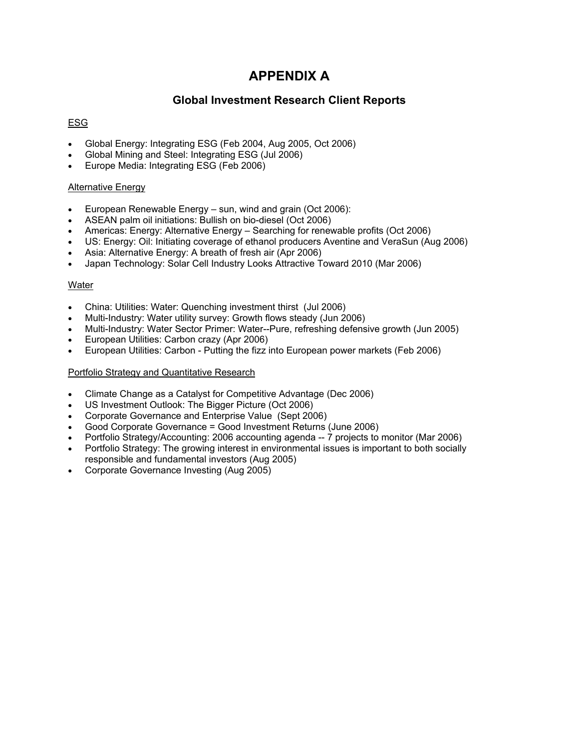# APPENDIX A

## Global Investment Research Client Reports

ESG

- Global Energy: Integrating ESG (Feb 2004, Aug 2005, Oct 2006)
- Global Mining and Steel: Integrating ESG (Jul 2006)
- Europe Media: Integrating ESG (Feb 2006)

Alternative Energy

- European Renewable Energy – sun, wind and grain (Oct 2006):
- ASEAN palm oil initiations: Bullish on bio-diesel (Oct 2006)
- Americas: Energy: Alternative Energy – Searching for renewable profits (Oct 2006)
- US: Energy: Oil: Initiating coverage of ethanol producers Aventine and VeraSun (Aug 2006)
- Asia: Alternative Energy: A breath of fresh air (Apr 2006)
- Japan Technology: Solar Cell Industry Looks Attractive Toward 2010 (Mar 2006)

Water

- China: Utilities: Water: Quenching investment thirst (Jul 2006)
- Multi-Industry: Water utility survey: Growth flows steady (Jun 2006)
- Multi-Industry: Water Sector Primer: Water--Pure, refreshing defensive growth (Jun 2005)
- European Utilities: Carbon crazy (Apr 2006)
- European Utilities: Carbon - Putting the fizz into European power markets (Feb 2006)

Portfolio Strategy and Quantitative Research

- Climate Change as a Catalyst for Competitive Advantage (Dec 2006)
- US Investment Outlook: The Bigger Picture (Oct 2006)
- Corporate Governance and Enterprise Value (Sept 2006)
- Good Corporate Governance = Good Investment Returns (June 2006)
- Portfolio Strategy/Accounting: 2006 accounting agenda -- 7 projects to monitor (Mar 2006)
- Portfolio Strategy: The growing interest in environmental issues is important to both socially responsible and fundamental investors (Aug 2005)
- Corporate Governance Investing (Aug 2005)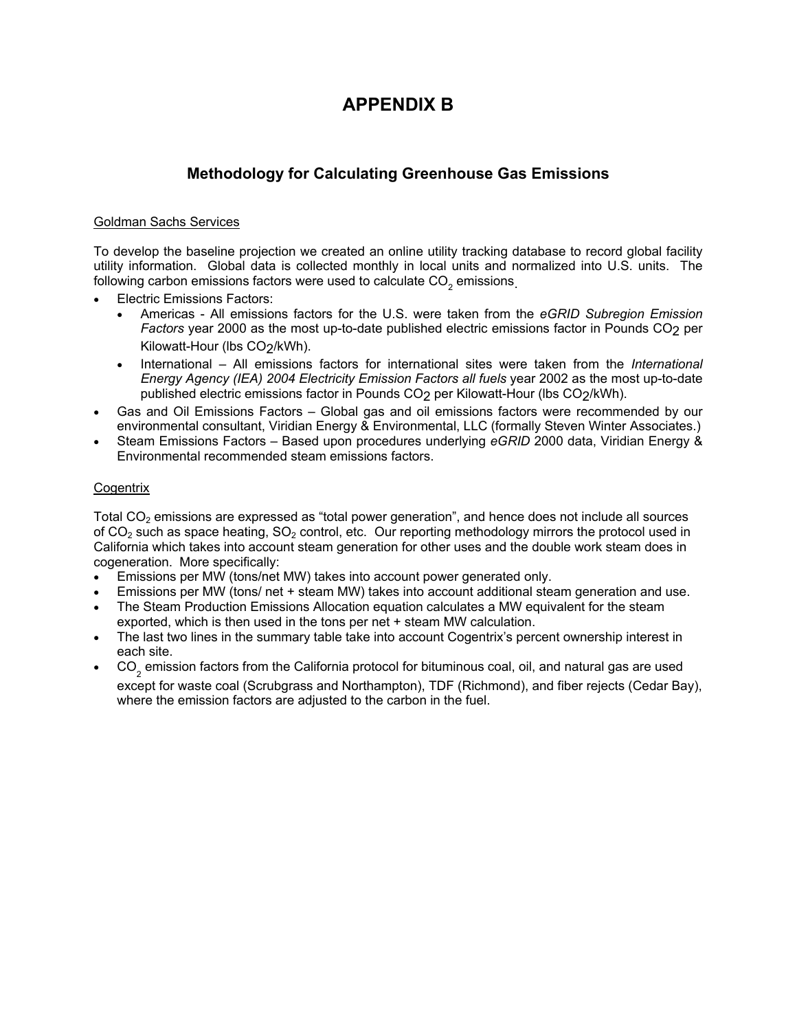# APPENDIX B

## Methodology for Calculating Greenhouse Gas Emissions

Goldman Sachs Services

To develop the baseline projection we created an online utility tracking database to record global facility utility information. Global data is collected monthly in local units and normalized into U.S. units. The following carbon emissions factors were used to calculate $CO_2$ emissions.

- Electric Emissions Factors:
  - Americas - All emissions factors for the U.S. were taken from the *eGRID Subregion Emission Factors* year 2000 as the most up-to-date published electric emissions factor in Pounds $CO_2$ per Kilowatt-Hour (lbs $CO_2$/kWh).
  - International – All emissions factors for international sites were taken from the *International Energy Agency (IEA) 2004 Electricity Emission Factors all fuels* year 2002 as the most up-to-date published electric emissions factor in Pounds $CO_2$ per Kilowatt-Hour (lbs $CO_2$/kWh).
- Gas and Oil Emissions Factors – Global gas and oil emissions factors were recommended by our environmental consultant, Viridian Energy & Environmental, LLC (formally Steven Winter Associates.)
- Steam Emissions Factors – Based upon procedures underlying *eGRID* 2000 data, Viridian Energy & Environmental recommended steam emissions factors.

Cogentrix

Total $CO_2$ emissions are expressed as "total power generation", and hence does not include all sources of $CO_2$ such as space heating, $SO_2$ control, etc. Our reporting methodology mirrors the protocol used in California which takes into account steam generation for other uses and the double work steam does in cogeneration. More specifically:

- Emissions per MW (tons/net MW) takes into account power generated only.
- Emissions per MW (tons/ net + steam MW) takes into account additional steam generation and use.
- The Steam Production Emissions Allocation equation calculates a MW equivalent for the steam exported, which is then used in the tons per net + steam MW calculation.
- The last two lines in the summary table take into account Cogentrix's percent ownership interest in each site.
- $CO_2$ emission factors from the California protocol for bituminous coal, oil, and natural gas are used except for waste coal (Scrubgrass and Northampton), TDF (Richmond), and fiber rejects (Cedar Bay), where the emission factors are adjusted to the carbon in the fuel.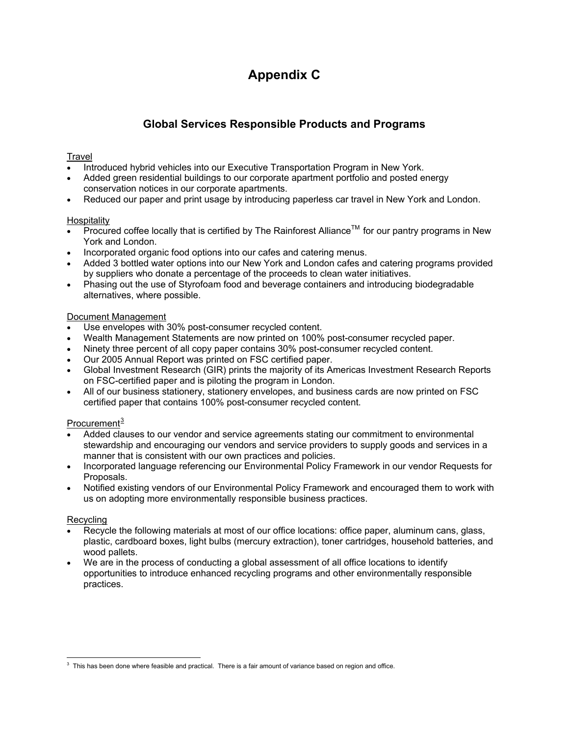# Appendix C

## Global Services Responsible Products and Programs

Travel

- Introduced hybrid vehicles into our Executive Transportation Program in New York.
- Added green residential buildings to our corporate apartment portfolio and posted energy conservation notices in our corporate apartments.
- Reduced our paper and print usage by introducing paperless car travel in New York and London.

Hospitality

- Procured coffee locally that is certified by The Rainforest Alliance™ for our pantry programs in New York and London.
- Incorporated organic food options into our cafes and catering menus.
- Added 3 bottled water options into our New York and London cafes and catering programs provided by suppliers who donate a percentage of the proceeds to clean water initiatives.
- Phasing out the use of Styrofoam food and beverage containers and introducing biodegradable alternatives, where possible.

Document Management

- Use envelopes with 30% post-consumer recycled content.
- Wealth Management Statements are now printed on 100% post-consumer recycled paper.
- Ninety three percent of all copy paper contains 30% post-consumer recycled content.
- Our 2005 Annual Report was printed on FSC certified paper.
- Global Investment Research (GIR) prints the majority of its Americas Investment Research Reports on FSC-certified paper and is piloting the program in London.
- All of our business stationery, stationery envelopes, and business cards are now printed on FSC certified paper that contains 100% post-consumer recycled content.

Procurement[3]

- Added clauses to our vendor and service agreements stating our commitment to environmental stewardship and encouraging our vendors and service providers to supply goods and services in a manner that is consistent with our own practices and policies.
- Incorporated language referencing our Environmental Policy Framework in our vendor Requests for Proposals.
- Notified existing vendors of our Environmental Policy Framework and encouraged them to work with us on adopting more environmentally responsible business practices.

Recycling

- Recycle the following materials at most of our office locations: office paper, aluminum cans, glass, plastic, cardboard boxes, light bulbs (mercury extraction), toner cartridges, household batteries, and wood pallets.
- We are in the process of conducting a global assessment of all office locations to identify opportunities to introduce enhanced recycling programs and other environmentally responsible practices.

[3] This has been done where feasible and practical. There is a fair amount of variance based on region and office.